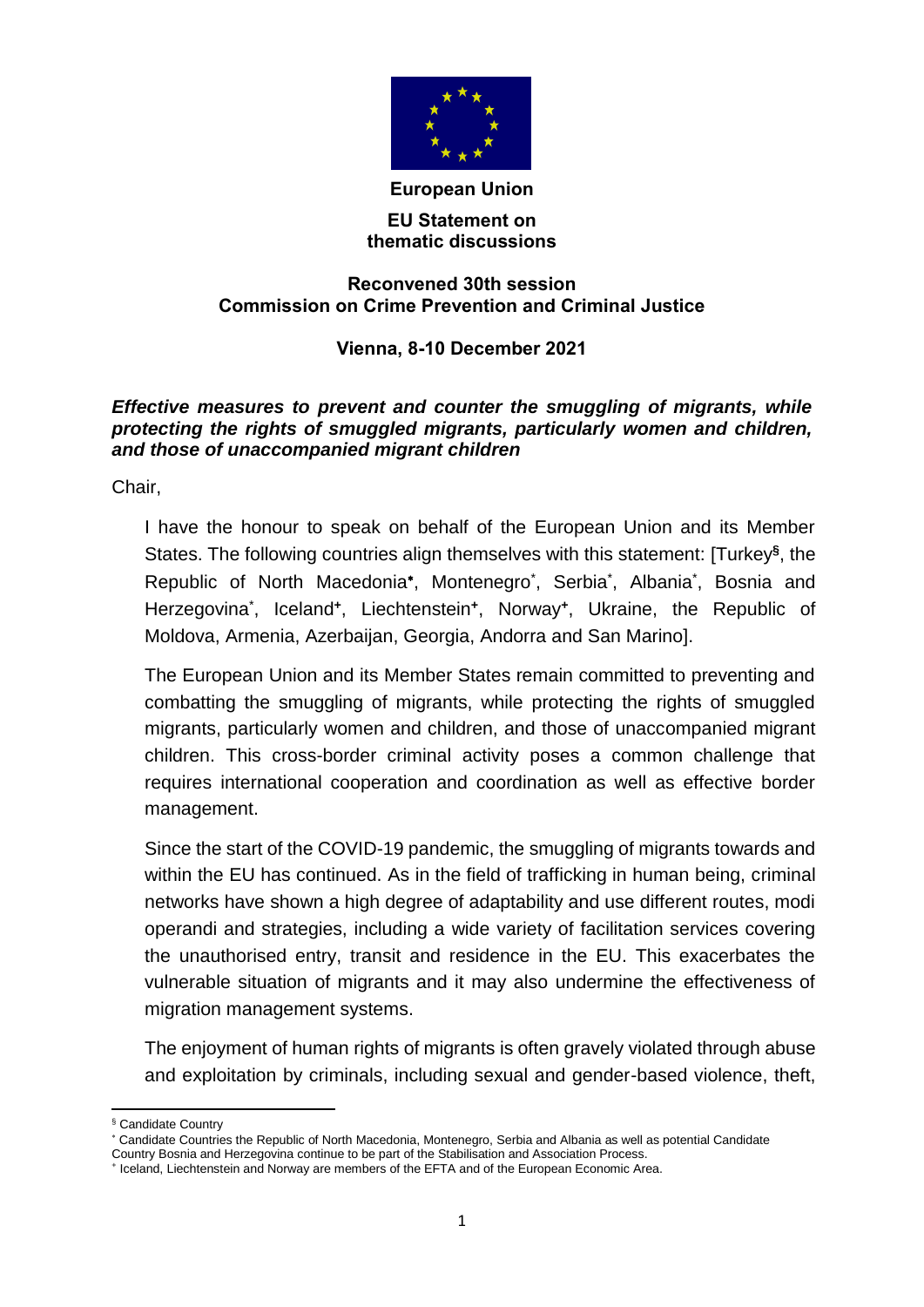**European Union**

**EU Statement on thematic discussions**

**Reconvened 30th session**
**Commission on Crime Prevention and Criminal Justice**

**Vienna, 8-10 December 2021**

***Effective measures to prevent and counter the smuggling of migrants, while protecting the rights of smuggled migrants, particularly women and children, and those of unaccompanied migrant children***

Chair,

I have the honour to speak on behalf of the European Union and its Member States. The following countries align themselves with this statement: [Turkey[§], the Republic of North Macedonia[*], Montenegro[*], Serbia[*], Albania[*], Bosnia and Herzegovina[*], Iceland[+], Liechtenstein[+], Norway[+], Ukraine, the Republic of Moldova, Armenia, Azerbaijan, Georgia, Andorra and San Marino].

The European Union and its Member States remain committed to preventing and combatting the smuggling of migrants, while protecting the rights of smuggled migrants, particularly women and children, and those of unaccompanied migrant children. This cross-border criminal activity poses a common challenge that requires international cooperation and coordination as well as effective border management.

Since the start of the COVID-19 pandemic, the smuggling of migrants towards and within the EU has continued. As in the field of trafficking in human being, criminal networks have shown a high degree of adaptability and use different routes, modi operandi and strategies, including a wide variety of facilitation services covering the unauthorised entry, transit and residence in the EU. This exacerbates the vulnerable situation of migrants and it may also undermine the effectiveness of migration management systems.

The enjoyment of human rights of migrants is often gravely violated through abuse and exploitation by criminals, including sexual and gender-based violence, theft,

---

[§] Candidate Country

[*] Candidate Countries the Republic of North Macedonia, Montenegro, Serbia and Albania as well as potential Candidate Country Bosnia and Herzegovina continue to be part of the Stabilisation and Association Process.

[+] Iceland, Liechtenstein and Norway are members of the EFTA and of the European Economic Area.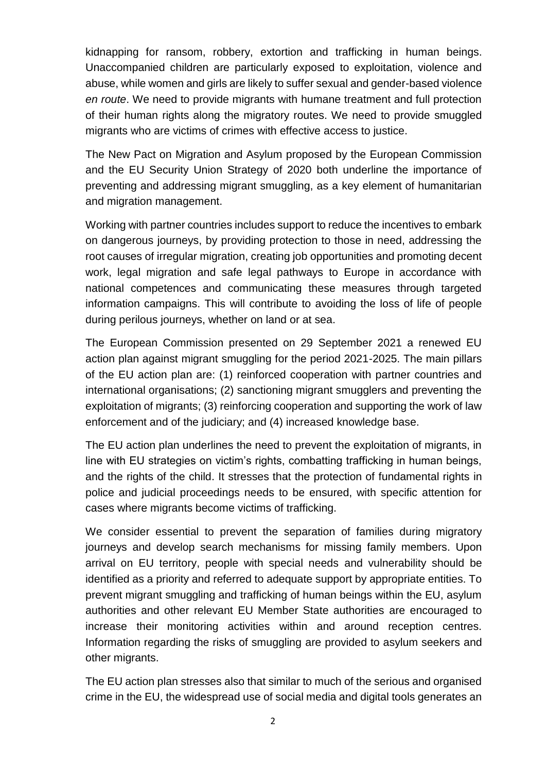kidnapping for ransom, robbery, extortion and trafficking in human beings. Unaccompanied children are particularly exposed to exploitation, violence and abuse, while women and girls are likely to suffer sexual and gender-based violence *en route*. We need to provide migrants with humane treatment and full protection of their human rights along the migratory routes. We need to provide smuggled migrants who are victims of crimes with effective access to justice.

The New Pact on Migration and Asylum proposed by the European Commission and the EU Security Union Strategy of 2020 both underline the importance of preventing and addressing migrant smuggling, as a key element of humanitarian and migration management.

Working with partner countries includes support to reduce the incentives to embark on dangerous journeys, by providing protection to those in need, addressing the root causes of irregular migration, creating job opportunities and promoting decent work, legal migration and safe legal pathways to Europe in accordance with national competences and communicating these measures through targeted information campaigns. This will contribute to avoiding the loss of life of people during perilous journeys, whether on land or at sea.

The European Commission presented on 29 September 2021 a renewed EU action plan against migrant smuggling for the period 2021-2025. The main pillars of the EU action plan are: (1) reinforced cooperation with partner countries and international organisations; (2) sanctioning migrant smugglers and preventing the exploitation of migrants; (3) reinforcing cooperation and supporting the work of law enforcement and of the judiciary; and (4) increased knowledge base.

The EU action plan underlines the need to prevent the exploitation of migrants, in line with EU strategies on victim's rights, combatting trafficking in human beings, and the rights of the child. It stresses that the protection of fundamental rights in police and judicial proceedings needs to be ensured, with specific attention for cases where migrants become victims of trafficking.

We consider essential to prevent the separation of families during migratory journeys and develop search mechanisms for missing family members. Upon arrival on EU territory, people with special needs and vulnerability should be identified as a priority and referred to adequate support by appropriate entities. To prevent migrant smuggling and trafficking of human beings within the EU, asylum authorities and other relevant EU Member State authorities are encouraged to increase their monitoring activities within and around reception centres. Information regarding the risks of smuggling are provided to asylum seekers and other migrants.

The EU action plan stresses also that similar to much of the serious and organised crime in the EU, the widespread use of social media and digital tools generates an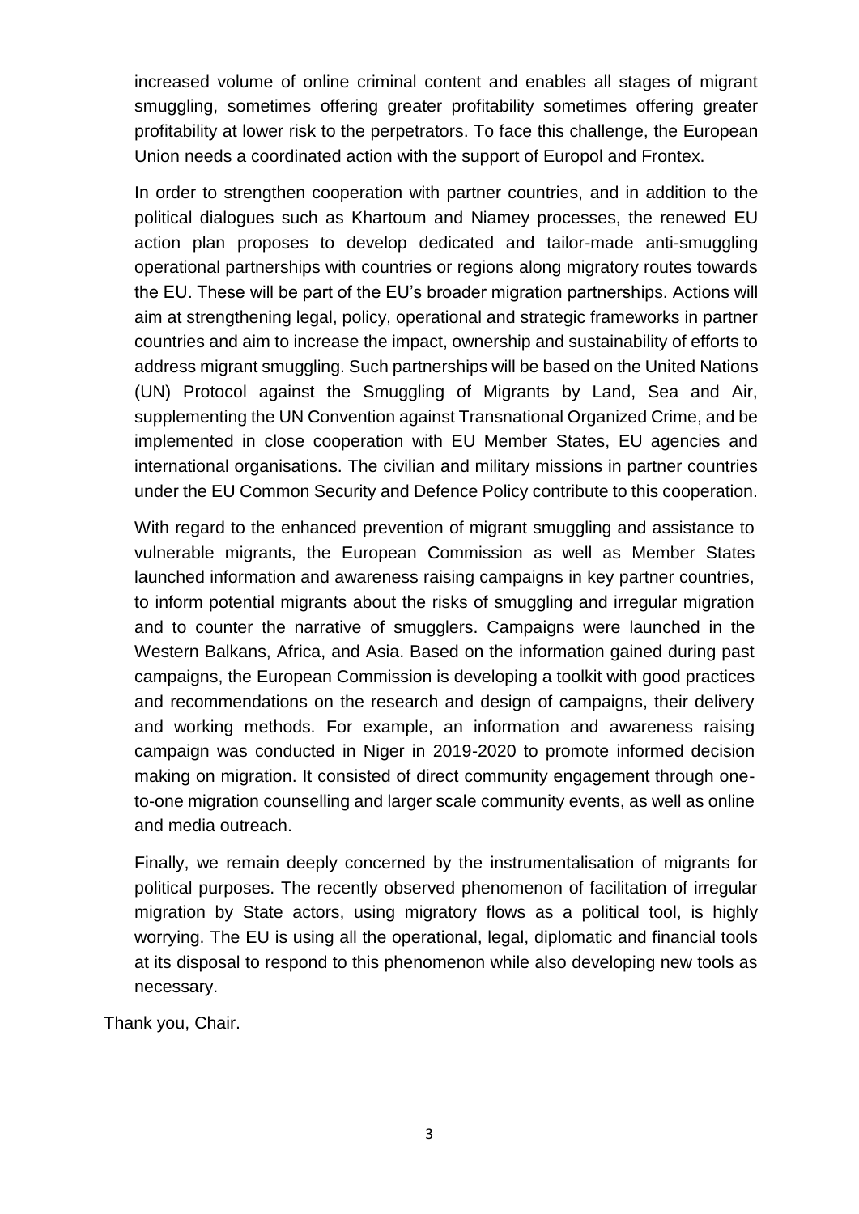increased volume of online criminal content and enables all stages of migrant smuggling, sometimes offering greater profitability sometimes offering greater profitability at lower risk to the perpetrators. To face this challenge, the European Union needs a coordinated action with the support of Europol and Frontex.

In order to strengthen cooperation with partner countries, and in addition to the political dialogues such as Khartoum and Niamey processes, the renewed EU action plan proposes to develop dedicated and tailor-made anti-smuggling operational partnerships with countries or regions along migratory routes towards the EU. These will be part of the EU's broader migration partnerships. Actions will aim at strengthening legal, policy, operational and strategic frameworks in partner countries and aim to increase the impact, ownership and sustainability of efforts to address migrant smuggling. Such partnerships will be based on the United Nations (UN) Protocol against the Smuggling of Migrants by Land, Sea and Air, supplementing the UN Convention against Transnational Organized Crime, and be implemented in close cooperation with EU Member States, EU agencies and international organisations. The civilian and military missions in partner countries under the EU Common Security and Defence Policy contribute to this cooperation.

With regard to the enhanced prevention of migrant smuggling and assistance to vulnerable migrants, the European Commission as well as Member States launched information and awareness raising campaigns in key partner countries, to inform potential migrants about the risks of smuggling and irregular migration and to counter the narrative of smugglers. Campaigns were launched in the Western Balkans, Africa, and Asia. Based on the information gained during past campaigns, the European Commission is developing a toolkit with good practices and recommendations on the research and design of campaigns, their delivery and working methods. For example, an information and awareness raising campaign was conducted in Niger in 2019-2020 to promote informed decision making on migration. It consisted of direct community engagement through one-to-one migration counselling and larger scale community events, as well as online and media outreach.

Finally, we remain deeply concerned by the instrumentalisation of migrants for political purposes. The recently observed phenomenon of facilitation of irregular migration by State actors, using migratory flows as a political tool, is highly worrying. The EU is using all the operational, legal, diplomatic and financial tools at its disposal to respond to this phenomenon while also developing new tools as necessary.

Thank you, Chair.